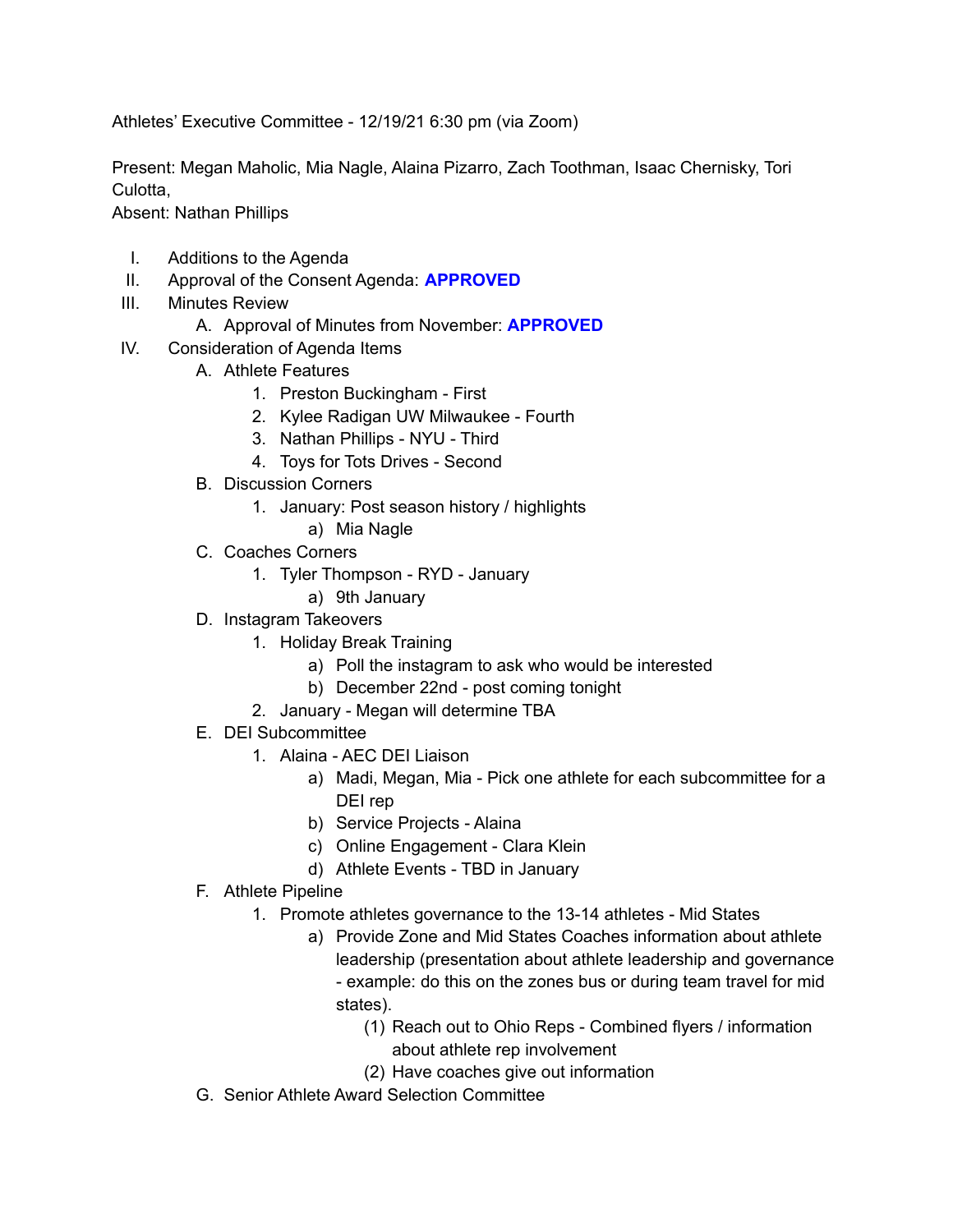Athletes' Executive Committee - 12/19/21 6:30 pm (via Zoom)

Present: Megan Maholic, Mia Nagle, Alaina Pizarro, Zach Toothman, Isaac Chernisky, Tori Culotta,
Absent: Nathan Phillips

I. Additions to the Agenda
II. Approval of the Consent Agenda: **APPROVED**
III. Minutes Review
    A. Approval of Minutes from November: **APPROVED**
IV. Consideration of Agenda Items
    A. Athlete Features
        1. Preston Buckingham - First
        2. Kylee Radigan UW Milwaukee - Fourth
        3. Nathan Phillips - NYU - Third
        4. Toys for Tots Drives - Second
    B. Discussion Corners
        1. January: Post season history / highlights
            a) Mia Nagle
    C. Coaches Corners
        1. Tyler Thompson - RYD - January
            a) 9th January
    D. Instagram Takeovers
        1. Holiday Break Training
            a) Poll the instagram to ask who would be interested
            b) December 22nd - post coming tonight
        2. January - Megan will determine TBA
    E. DEI Subcommittee
        1. Alaina - AEC DEI Liaison
            a) Madi, Megan, Mia - Pick one athlete for each subcommittee for a DEI rep
            b) Service Projects - Alaina
            c) Online Engagement - Clara Klein
            d) Athlete Events - TBD in January
    F. Athlete Pipeline
        1. Promote athletes governance to the 13-14 athletes - Mid States
            a) Provide Zone and Mid States Coaches information about athlete leadership (presentation about athlete leadership and governance - example: do this on the zones bus or during team travel for mid states).
                (1) Reach out to Ohio Reps - Combined flyers / information about athlete rep involvement
                (2) Have coaches give out information
    G. Senior Athlete Award Selection Committee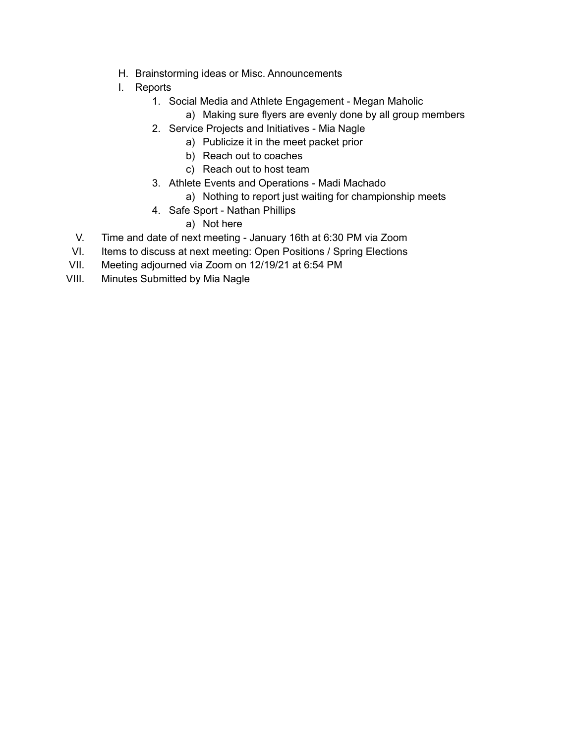H. Brainstorming ideas or Misc. Announcements

I. Reports

1. Social Media and Athlete Engagement - Megan Maholic
    a) Making sure flyers are evenly done by all group members
2. Service Projects and Initiatives - Mia Nagle
    a) Publicize it in the meet packet prior
    b) Reach out to coaches
    c) Reach out to host team
3. Athlete Events and Operations - Madi Machado
    a) Nothing to report just waiting for championship meets
4. Safe Sport - Nathan Phillips
    a) Not here

V. Time and date of next meeting - January 16th at 6:30 PM via Zoom

VI. Items to discuss at next meeting: Open Positions / Spring Elections

VII. Meeting adjourned via Zoom on 12/19/21 at 6:54 PM

VIII. Minutes Submitted by Mia Nagle